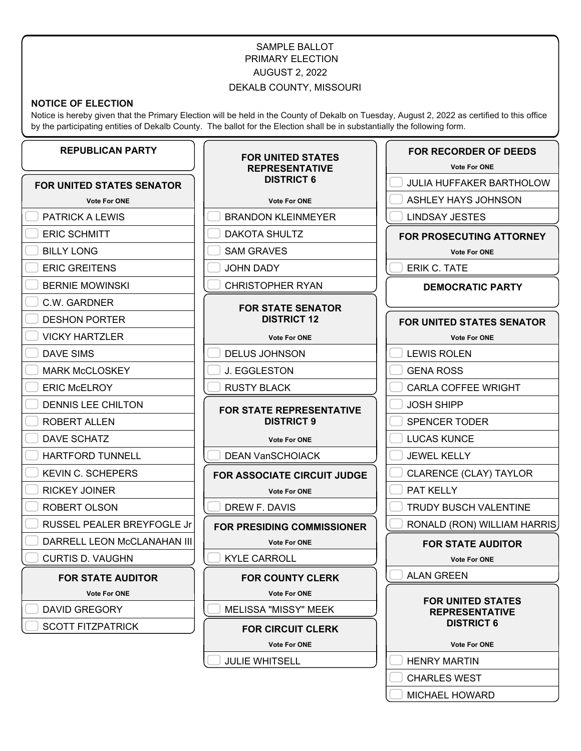SAMPLE BALLOT

PRIMARY ELECTION

AUGUST 2, 2022

DEKALB COUNTY, MISSOURI

**NOTICE OF ELECTION**

Notice is hereby given that the Primary Election will be held in the County of Dekalb on Tuesday, August 2, 2022 as certified to this office by the participating entities of Dekalb County. The ballot for the Election shall be in substantially the following form.

## REPUBLICAN PARTY

### FOR UNITED STATES SENATOR

Vote For ONE

- PATRICK A LEWIS
- ERIC SCHMITT
- BILLY LONG
- ERIC GREITENS
- BERNIE MOWINSKI
- C.W. GARDNER
- DESHON PORTER
- VICKY HARTZLER
- DAVE SIMS
- MARK McCLOSKEY
- ERIC McELROY
- DENNIS LEE CHILTON
- ROBERT ALLEN
- DAVE SCHATZ
- HARTFORD TUNNELL
- KEVIN C. SCHEPERS
- RICKEY JOINER
- ROBERT OLSON
- RUSSEL PEALER BREYFOGLE Jr
- DARRELL LEON McCLANAHAN III
- CURTIS D. VAUGHN

### FOR STATE AUDITOR

Vote For ONE

- DAVID GREGORY
- SCOTT FITZPATRICK

### FOR UNITED STATES REPRESENTATIVE DISTRICT 6

Vote For ONE

- BRANDON KLEINMEYER
- DAKOTA SHULTZ
- SAM GRAVES
- JOHN DADY
- CHRISTOPHER RYAN

### FOR STATE SENATOR DISTRICT 12

Vote For ONE

- DELUS JOHNSON
- J. EGGLESTON
- RUSTY BLACK

### FOR STATE REPRESENTATIVE DISTRICT 9

Vote For ONE

- DEAN VanSCHOIACK

### FOR ASSOCIATE CIRCUIT JUDGE

Vote For ONE

- DREW F. DAVIS

### FOR PRESIDING COMMISSIONER

Vote For ONE

- KYLE CARROLL

### FOR COUNTY CLERK

Vote For ONE

- MELISSA "MISSY" MEEK

### FOR CIRCUIT CLERK

Vote For ONE

- JULIE WHITSELL

### FOR RECORDER OF DEEDS

Vote For ONE

- JULIA HUFFAKER BARTHOLOW
- ASHLEY HAYS JOHNSON
- LINDSAY JESTES

### FOR PROSECUTING ATTORNEY

Vote For ONE

- ERIK C. TATE

## DEMOCRATIC PARTY

### FOR UNITED STATES SENATOR

Vote For ONE

- LEWIS ROLEN
- GENA ROSS
- CARLA COFFEE WRIGHT
- JOSH SHIPP
- SPENCER TODER
- LUCAS KUNCE
- JEWEL KELLY
- CLARENCE (CLAY) TAYLOR
- PAT KELLY
- TRUDY BUSCH VALENTINE
- RONALD (RON) WILLIAM HARRIS

### FOR STATE AUDITOR

Vote For ONE

- ALAN GREEN

### FOR UNITED STATES REPRESENTATIVE DISTRICT 6

Vote For ONE

- HENRY MARTIN
- CHARLES WEST
- MICHAEL HOWARD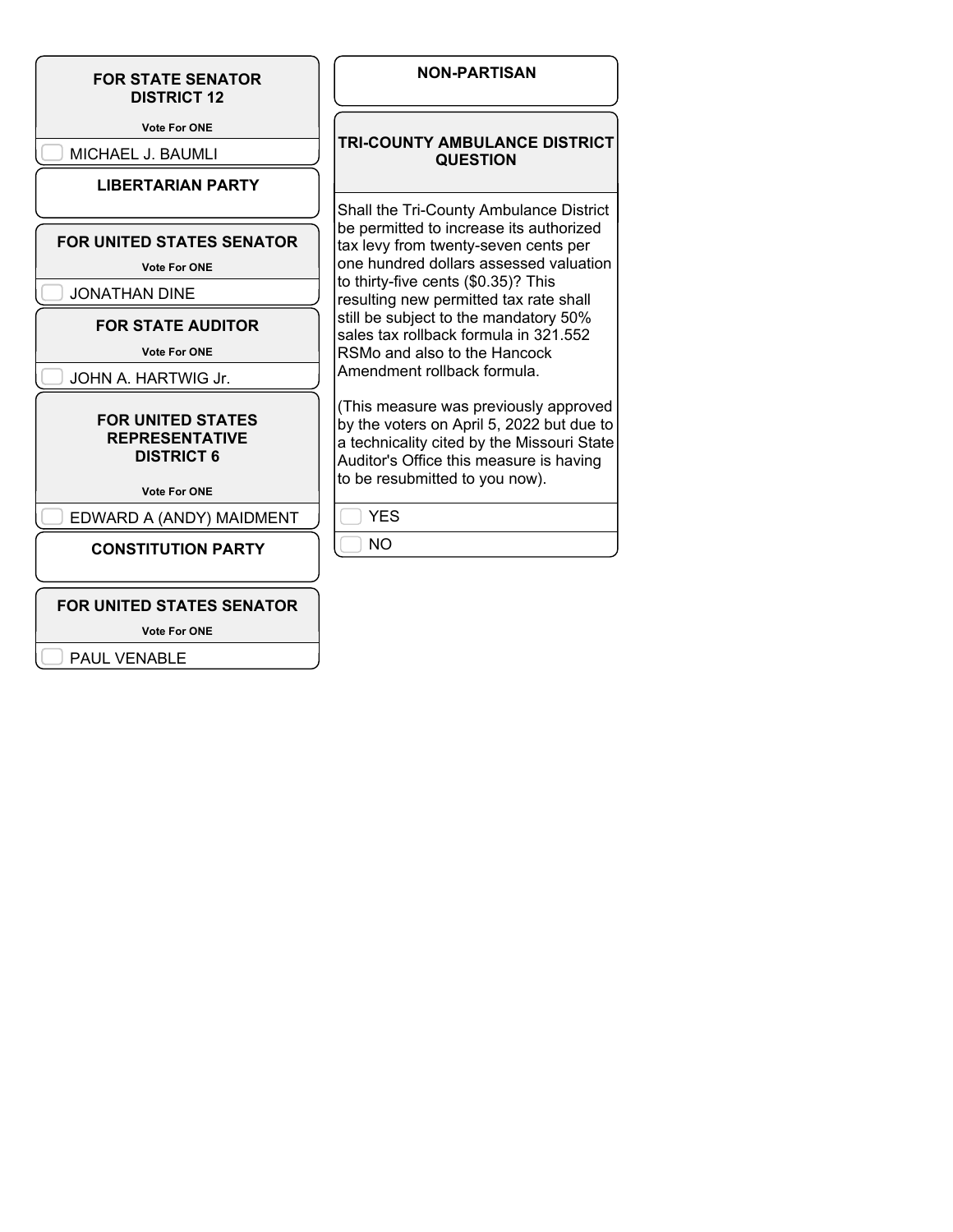### FOR STATE SENATOR DISTRICT 12

Vote For ONE

- MICHAEL J. BAUMLI

## LIBERTARIAN PARTY

### FOR UNITED STATES SENATOR

Vote For ONE

- JONATHAN DINE

### FOR STATE AUDITOR

Vote For ONE

- JOHN A. HARTWIG Jr.

### FOR UNITED STATES REPRESENTATIVE DISTRICT 6

Vote For ONE

- EDWARD A (ANDY) MAIDMENT

## CONSTITUTION PARTY

### FOR UNITED STATES SENATOR

Vote For ONE

- PAUL VENABLE

## NON-PARTISAN

### TRI-COUNTY AMBULANCE DISTRICT QUESTION

Shall the Tri-County Ambulance District be permitted to increase its authorized tax levy from twenty-seven cents per one hundred dollars assessed valuation to thirty-five cents ($0.35)? This resulting new permitted tax rate shall still be subject to the mandatory 50% sales tax rollback formula in 321.552 RSMo and also to the Hancock Amendment rollback formula.

(This measure was previously approved by the voters on April 5, 2022 but due to a technicality cited by the Missouri State Auditor's Office this measure is having to be resubmitted to you now).

- YES
- NO